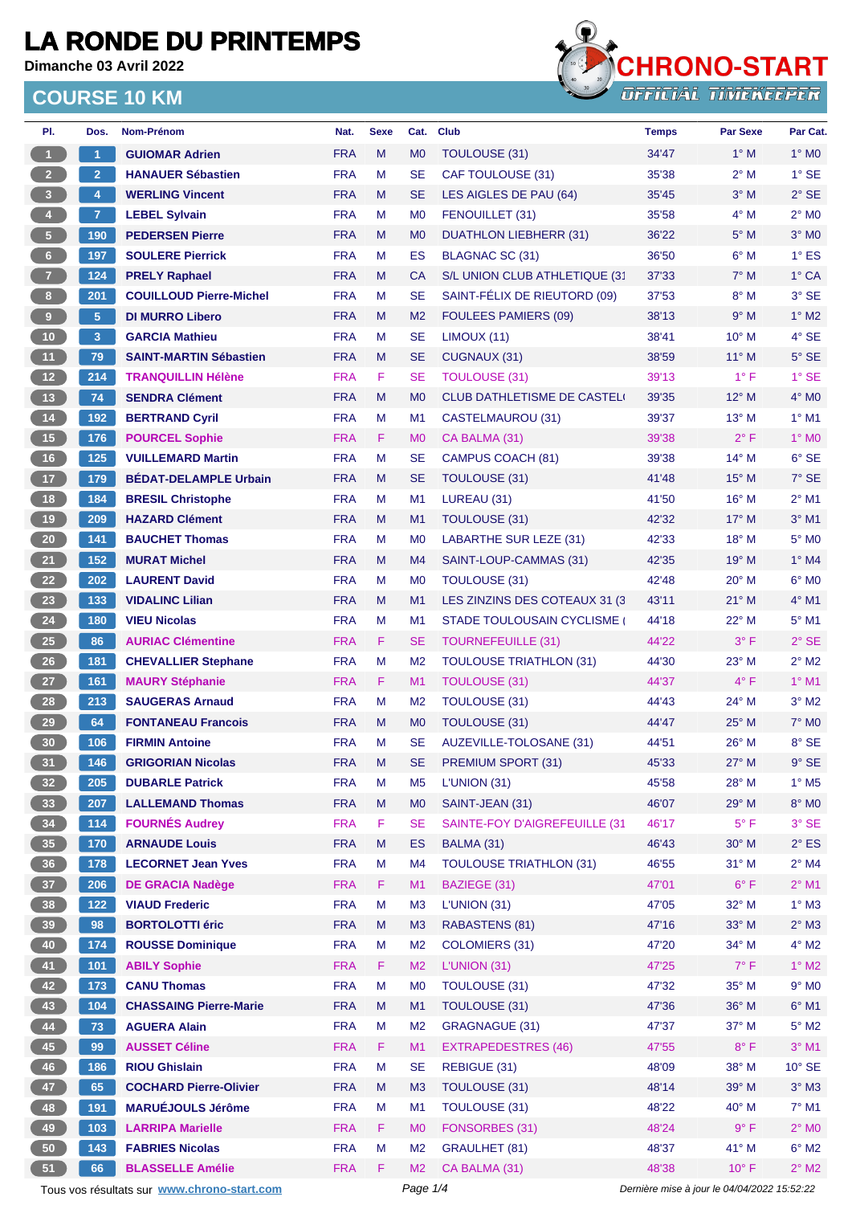# LA RONDE DU PRINTEMPS

**Dimanche 03 Avril 2022**

## COURSE 10 KM

CHRONO-START
OFFICIAL TIMEKEEPER

| Pl. | Dos. | Nom-Prénom | Nat. | Sexe | Cat. | Club | Temps | Par Sexe | Par Cat. |
|---|---|---|---|---|---|---|---|---|---|
| 1 | 1 | GUIOMAR Adrien | FRA | M | M0 | TOULOUSE (31) | 34'47 | 1° M | 1° M0 |
| 2 | 2 | HANAUER Sébastien | FRA | M | SE | CAF TOULOUSE (31) | 35'38 | 2° M | 1° SE |
| 3 | 4 | WERLING Vincent | FRA | M | SE | LES AIGLES DE PAU (64) | 35'45 | 3° M | 2° SE |
| 4 | 7 | LEBEL Sylvain | FRA | M | M0 | FENOUILLET (31) | 35'58 | 4° M | 2° M0 |
| 5 | 190 | PEDERSEN Pierre | FRA | M | M0 | DUATHLON LIEBHERR (31) | 36'22 | 5° M | 3° M0 |
| 6 | 197 | SOULERE Pierrick | FRA | M | ES | BLAGNAC SC (31) | 36'50 | 6° M | 1° ES |
| 7 | 124 | PRELY Raphael | FRA | M | CA | S/L UNION CLUB ATHLETIQUE (31 | 37'33 | 7° M | 1° CA |
| 8 | 201 | COUILLOUD Pierre-Michel | FRA | M | SE | SAINT-FÉLIX DE RIEUTORD (09) | 37'53 | 8° M | 3° SE |
| 9 | 5 | DI MURRO Libero | FRA | M | M2 | FOULEES PAMIERS (09) | 38'13 | 9° M | 1° M2 |
| 10 | 3 | GARCIA Mathieu | FRA | M | SE | LIMOUX (11) | 38'41 | 10° M | 4° SE |
| 11 | 79 | SAINT-MARTIN Sébastien | FRA | M | SE | CUGNAUX (31) | 38'59 | 11° M | 5° SE |
| 12 | 214 | TRANQUILLIN Hélène | FRA | F | SE | TOULOUSE (31) | 39'13 | 1° F | 1° SE |
| 13 | 74 | SENDRA Clément | FRA | M | M0 | CLUB DATHLETISME DE CASTEL( | 39'35 | 12° M | 4° M0 |
| 14 | 192 | BERTRAND Cyril | FRA | M | M1 | CASTELMAUROU (31) | 39'37 | 13° M | 1° M1 |
| 15 | 176 | POURCEL Sophie | FRA | F | M0 | CA BALMA (31) | 39'38 | 2° F | 1° M0 |
| 16 | 125 | VUILLEMARD Martin | FRA | M | SE | CAMPUS COACH (81) | 39'38 | 14° M | 6° SE |
| 17 | 179 | BÉDAT-DELAMPLE Urbain | FRA | M | SE | TOULOUSE (31) | 41'48 | 15° M | 7° SE |
| 18 | 184 | BRESIL Christophe | FRA | M | M1 | LUREAU (31) | 41'50 | 16° M | 2° M1 |
| 19 | 209 | HAZARD Clément | FRA | M | M1 | TOULOUSE (31) | 42'32 | 17° M | 3° M1 |
| 20 | 141 | BAUCHET Thomas | FRA | M | M0 | LABARTHE SUR LEZE (31) | 42'33 | 18° M | 5° M0 |
| 21 | 152 | MURAT Michel | FRA | M | M4 | SAINT-LOUP-CAMMAS (31) | 42'35 | 19° M | 1° M4 |
| 22 | 202 | LAURENT David | FRA | M | M0 | TOULOUSE (31) | 42'48 | 20° M | 6° M0 |
| 23 | 133 | VIDALINC Lilian | FRA | M | M1 | LES ZINZINS DES COTEAUX 31 (3 | 43'11 | 21° M | 4° M1 |
| 24 | 180 | VIEU Nicolas | FRA | M | M1 | STADE TOULOUSAIN CYCLISME ( | 44'18 | 22° M | 5° M1 |
| 25 | 86 | AURIAC Clémentine | FRA | F | SE | TOURNEFEUILLE (31) | 44'22 | 3° F | 2° SE |
| 26 | 181 | CHEVALLIER Stephane | FRA | M | M2 | TOULOUSE TRIATHLON (31) | 44'30 | 23° M | 2° M2 |
| 27 | 161 | MAURY Stéphanie | FRA | F | M1 | TOULOUSE (31) | 44'37 | 4° F | 1° M1 |
| 28 | 213 | SAUGERAS Arnaud | FRA | M | M2 | TOULOUSE (31) | 44'43 | 24° M | 3° M2 |
| 29 | 64 | FONTANEAU Francois | FRA | M | M0 | TOULOUSE (31) | 44'47 | 25° M | 7° M0 |
| 30 | 106 | FIRMIN Antoine | FRA | M | SE | AUZEVILLE-TOLOSANE (31) | 44'51 | 26° M | 8° SE |
| 31 | 146 | GRIGORIAN Nicolas | FRA | M | SE | PREMIUM SPORT (31) | 45'33 | 27° M | 9° SE |
| 32 | 205 | DUBARLE Patrick | FRA | M | M5 | L'UNION (31) | 45'58 | 28° M | 1° M5 |
| 33 | 207 | LALLEMAND Thomas | FRA | M | M0 | SAINT-JEAN (31) | 46'07 | 29° M | 8° M0 |
| 34 | 114 | FOURNÉS Audrey | FRA | F | SE | SAINTE-FOY D'AIGREFEUILLE (31 | 46'17 | 5° F | 3° SE |
| 35 | 170 | ARNAUDE Louis | FRA | M | ES | BALMA (31) | 46'43 | 30° M | 2° ES |
| 36 | 178 | LECORNET Jean Yves | FRA | M | M4 | TOULOUSE TRIATHLON (31) | 46'55 | 31° M | 2° M4 |
| 37 | 206 | DE GRACIA Nadège | FRA | F | M1 | BAZIEGE (31) | 47'01 | 6° F | 2° M1 |
| 38 | 122 | VIAUD Frederic | FRA | M | M3 | L'UNION (31) | 47'05 | 32° M | 1° M3 |
| 39 | 98 | BORTOLOTTI éric | FRA | M | M3 | RABASTENS (81) | 47'16 | 33° M | 2° M3 |
| 40 | 174 | ROUSSE Dominique | FRA | M | M2 | COLOMIERS (31) | 47'20 | 34° M | 4° M2 |
| 41 | 101 | ABILY Sophie | FRA | F | M2 | L'UNION (31) | 47'25 | 7° F | 1° M2 |
| 42 | 173 | CANU Thomas | FRA | M | M0 | TOULOUSE (31) | 47'32 | 35° M | 9° M0 |
| 43 | 104 | CHASSAING Pierre-Marie | FRA | M | M1 | TOULOUSE (31) | 47'36 | 36° M | 6° M1 |
| 44 | 73 | AGUERA Alain | FRA | M | M2 | GRAGNAGUE (31) | 47'37 | 37° M | 5° M2 |
| 45 | 99 | AUSSET Céline | FRA | F | M1 | EXTRAPEDESTRES (46) | 47'55 | 8° F | 3° M1 |
| 46 | 186 | RIOU Ghislain | FRA | M | SE | REBIGUE (31) | 48'09 | 38° M | 10° SE |
| 47 | 65 | COCHARD Pierre-Olivier | FRA | M | M3 | TOULOUSE (31) | 48'14 | 39° M | 3° M3 |
| 48 | 191 | MARUÉJOULS Jérôme | FRA | M | M1 | TOULOUSE (31) | 48'22 | 40° M | 7° M1 |
| 49 | 103 | LARRIPA Marielle | FRA | F | M0 | FONSORBES (31) | 48'24 | 9° F | 2° M0 |
| 50 | 143 | FABRIES Nicolas | FRA | M | M2 | GRAULHET (81) | 48'37 | 41° M | 6° M2 |
| 51 | 66 | BLASSELLE Amélie | FRA | F | M2 | CA BALMA (31) | 48'38 | 10° F | 2° M2 |

Tous vos résultats sur www.chrono-start.com — Dernière mise à jour le 04/04/2022 15:52:22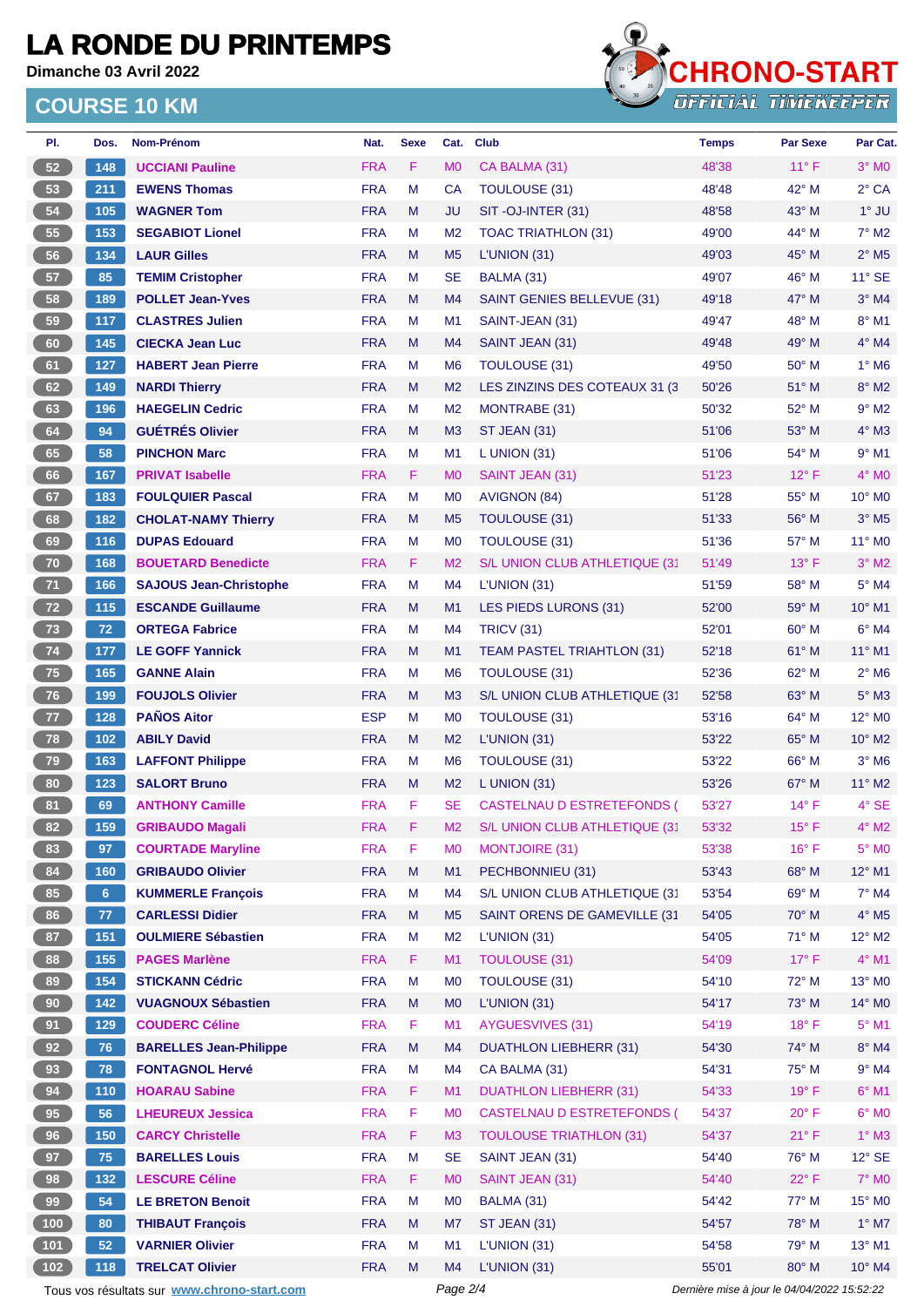# LA RONDE DU PRINTEMPS

**Dimanche 03 Avril 2022**

## COURSE 10 KM

CHRONO-START OFFICIAL TIMEKEEPER

| Pl. | Dos. | Nom-Prénom | Nat. | Sexe | Cat. | Club | Temps | Par Sexe | Par Cat. |
|---|---|---|---|---|---|---|---|---|---|
| 52 | 148 | UCCIANI Pauline | FRA | F | M0 | CA BALMA (31) | 48'38 | 11° F | 3° M0 |
| 53 | 211 | EWENS Thomas | FRA | M | CA | TOULOUSE (31) | 48'48 | 42° M | 2° CA |
| 54 | 105 | WAGNER Tom | FRA | M | JU | SIT -OJ-INTER (31) | 48'58 | 43° M | 1° JU |
| 55 | 153 | SEGABIOT Lionel | FRA | M | M2 | TOAC TRIATHLON (31) | 49'00 | 44° M | 7° M2 |
| 56 | 134 | LAUR Gilles | FRA | M | M5 | L'UNION (31) | 49'03 | 45° M | 2° M5 |
| 57 | 85 | TEMIM Cristopher | FRA | M | SE | BALMA (31) | 49'07 | 46° M | 11° SE |
| 58 | 189 | POLLET Jean-Yves | FRA | M | M4 | SAINT GENIES BELLEVUE (31) | 49'18 | 47° M | 3° M4 |
| 59 | 117 | CLASTRES Julien | FRA | M | M1 | SAINT-JEAN (31) | 49'47 | 48° M | 8° M1 |
| 60 | 145 | CIECKA Jean Luc | FRA | M | M4 | SAINT JEAN (31) | 49'48 | 49° M | 4° M4 |
| 61 | 127 | HABERT Jean Pierre | FRA | M | M6 | TOULOUSE (31) | 49'50 | 50° M | 1° M6 |
| 62 | 149 | NARDI Thierry | FRA | M | M2 | LES ZINZINS DES COTEAUX 31 (3 | 50'26 | 51° M | 8° M2 |
| 63 | 196 | HAEGELIN Cedric | FRA | M | M2 | MONTRABE (31) | 50'32 | 52° M | 9° M2 |
| 64 | 94 | GUÉTRÉS Olivier | FRA | M | M3 | ST JEAN (31) | 51'06 | 53° M | 4° M3 |
| 65 | 58 | PINCHON Marc | FRA | M | M1 | L UNION (31) | 51'06 | 54° M | 9° M1 |
| 66 | 167 | PRIVAT Isabelle | FRA | F | M0 | SAINT JEAN (31) | 51'23 | 12° F | 4° M0 |
| 67 | 183 | FOULQUIER Pascal | FRA | M | M0 | AVIGNON (84) | 51'28 | 55° M | 10° M0 |
| 68 | 182 | CHOLAT-NAMY Thierry | FRA | M | M5 | TOULOUSE (31) | 51'33 | 56° M | 3° M5 |
| 69 | 116 | DUPAS Edouard | FRA | M | M0 | TOULOUSE (31) | 51'36 | 57° M | 11° M0 |
| 70 | 168 | BOUETARD Benedicte | FRA | F | M2 | S/L UNION CLUB ATHLETIQUE (31 | 51'49 | 13° F | 3° M2 |
| 71 | 166 | SAJOUS Jean-Christophe | FRA | M | M4 | L'UNION (31) | 51'59 | 58° M | 5° M4 |
| 72 | 115 | ESCANDE Guillaume | FRA | M | M1 | LES PIEDS LURONS (31) | 52'00 | 59° M | 10° M1 |
| 73 | 72 | ORTEGA Fabrice | FRA | M | M4 | TRICV (31) | 52'01 | 60° M | 6° M4 |
| 74 | 177 | LE GOFF Yannick | FRA | M | M1 | TEAM PASTEL TRIAHTLON (31) | 52'18 | 61° M | 11° M1 |
| 75 | 165 | GANNE Alain | FRA | M | M6 | TOULOUSE (31) | 52'36 | 62° M | 2° M6 |
| 76 | 199 | FOUJOLS Olivier | FRA | M | M3 | S/L UNION CLUB ATHLETIQUE (31 | 52'58 | 63° M | 5° M3 |
| 77 | 128 | PAÑOS Aitor | ESP | M | M0 | TOULOUSE (31) | 53'16 | 64° M | 12° M0 |
| 78 | 102 | ABILY David | FRA | M | M2 | L'UNION (31) | 53'22 | 65° M | 10° M2 |
| 79 | 163 | LAFFONT Philippe | FRA | M | M6 | TOULOUSE (31) | 53'22 | 66° M | 3° M6 |
| 80 | 123 | SALORT Bruno | FRA | M | M2 | L UNION (31) | 53'26 | 67° M | 11° M2 |
| 81 | 69 | ANTHONY Camille | FRA | F | SE | CASTELNAU D ESTRETEFONDS ( | 53'27 | 14° F | 4° SE |
| 82 | 159 | GRIBAUDO Magali | FRA | F | M2 | S/L UNION CLUB ATHLETIQUE (31 | 53'32 | 15° F | 4° M2 |
| 83 | 97 | COURTADE Maryline | FRA | F | M0 | MONTJOIRE (31) | 53'38 | 16° F | 5° M0 |
| 84 | 160 | GRIBAUDO Olivier | FRA | M | M1 | PECHBONNIEU (31) | 53'43 | 68° M | 12° M1 |
| 85 | 6 | KUMMERLE François | FRA | M | M4 | S/L UNION CLUB ATHLETIQUE (31 | 53'54 | 69° M | 7° M4 |
| 86 | 77 | CARLESSI Didier | FRA | M | M5 | SAINT ORENS DE GAMEVILLE (31 | 54'05 | 70° M | 4° M5 |
| 87 | 151 | OULMIERE Sébastien | FRA | M | M2 | L'UNION (31) | 54'05 | 71° M | 12° M2 |
| 88 | 155 | PAGES Marlène | FRA | F | M1 | TOULOUSE (31) | 54'09 | 17° F | 4° M1 |
| 89 | 154 | STICKANN Cédric | FRA | M | M0 | TOULOUSE (31) | 54'10 | 72° M | 13° M0 |
| 90 | 142 | VUAGNOUX Sébastien | FRA | M | M0 | L'UNION (31) | 54'17 | 73° M | 14° M0 |
| 91 | 129 | COUDERC Céline | FRA | F | M1 | AYGUESVIVES (31) | 54'19 | 18° F | 5° M1 |
| 92 | 76 | BARELLES Jean-Philippe | FRA | M | M4 | DUATHLON LIEBHERR (31) | 54'30 | 74° M | 8° M4 |
| 93 | 78 | FONTAGNOL Hervé | FRA | M | M4 | CA BALMA (31) | 54'31 | 75° M | 9° M4 |
| 94 | 110 | HOARAU Sabine | FRA | F | M1 | DUATHLON LIEBHERR (31) | 54'33 | 19° F | 6° M1 |
| 95 | 56 | LHEUREUX Jessica | FRA | F | M0 | CASTELNAU D ESTRETEFONDS ( | 54'37 | 20° F | 6° M0 |
| 96 | 150 | CARCY Christelle | FRA | F | M3 | TOULOUSE TRIATHLON (31) | 54'37 | 21° F | 1° M3 |
| 97 | 75 | BARELLES Louis | FRA | M | SE | SAINT JEAN (31) | 54'40 | 76° M | 12° SE |
| 98 | 132 | LESCURE Céline | FRA | F | M0 | SAINT JEAN (31) | 54'40 | 22° F | 7° M0 |
| 99 | 54 | LE BRETON Benoit | FRA | M | M0 | BALMA (31) | 54'42 | 77° M | 15° M0 |
| 100 | 80 | THIBAUT François | FRA | M | M7 | ST JEAN (31) | 54'57 | 78° M | 1° M7 |
| 101 | 52 | VARNIER Olivier | FRA | M | M1 | L'UNION (31) | 54'58 | 79° M | 13° M1 |
| 102 | 118 | TRELCAT Olivier | FRA | M | M4 | L'UNION (31) | 55'01 | 80° M | 10° M4 |

Tous vos résultats sur www.chrono-start.com

*Dernière mise à jour le 04/04/2022 15:52:22*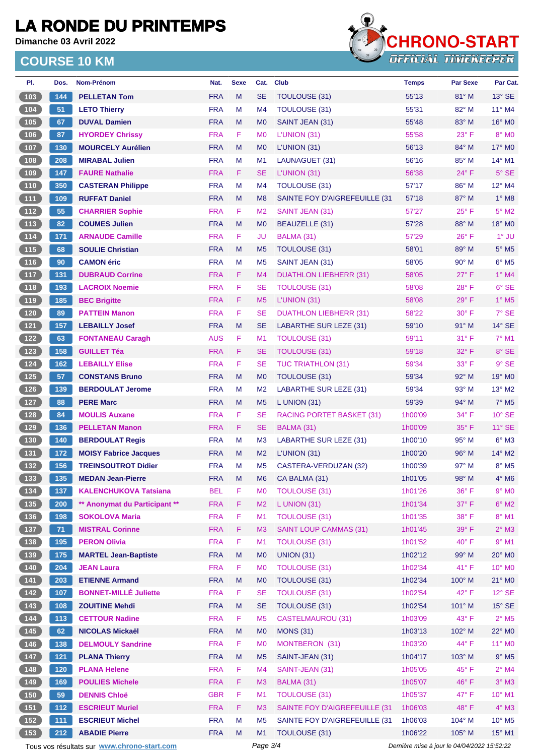# LA RONDE DU PRINTEMPS

**Dimanche 03 Avril 2022**

## COURSE 10 KM

| Pl. | Dos. | Nom-Prénom | Nat. | Sexe | Cat. | Club | Temps | Par Sexe | Par Cat. |
|---|---|---|---|---|---|---|---|---|---|
| 103 | 144 | PELLETAN Tom | FRA | M | SE | TOULOUSE (31) | 55'13 | 81° M | 13° SE |
| 104 | 51 | LETO Thierry | FRA | M | M4 | TOULOUSE (31) | 55'31 | 82° M | 11° M4 |
| 105 | 67 | DUVAL Damien | FRA | M | M0 | SAINT JEAN (31) | 55'48 | 83° M | 16° M0 |
| 106 | 87 | HYORDEY Chrissy | FRA | F | M0 | L'UNION (31) | 55'58 | 23° F | 8° M0 |
| 107 | 130 | MOURCELY Aurélien | FRA | M | M0 | L'UNION (31) | 56'13 | 84° M | 17° M0 |
| 108 | 208 | MIRABAL Julien | FRA | M | M1 | LAUNAGUET (31) | 56'16 | 85° M | 14° M1 |
| 109 | 147 | FAURE Nathalie | FRA | F | SE | L'UNION (31) | 56'38 | 24° F | 5° SE |
| 110 | 350 | CASTERAN Philippe | FRA | M | M4 | TOULOUSE (31) | 57'17 | 86° M | 12° M4 |
| 111 | 109 | RUFFAT Daniel | FRA | M | M8 | SAINTE FOY D'AIGREFEUILLE (31 | 57'18 | 87° M | 1° M8 |
| 112 | 55 | CHARRIER Sophie | FRA | F | M2 | SAINT JEAN (31) | 57'27 | 25° F | 5° M2 |
| 113 | 82 | COUMES Julien | FRA | M | M0 | BEAUZELLE (31) | 57'28 | 88° M | 18° M0 |
| 114 | 171 | ARNAUDE Camille | FRA | F | JU | BALMA (31) | 57'29 | 26° F | 1° JU |
| 115 | 68 | SOULIE Christian | FRA | M | M5 | TOULOUSE (31) | 58'01 | 89° M | 5° M5 |
| 116 | 90 | CAMON éric | FRA | M | M5 | SAINT JEAN (31) | 58'05 | 90° M | 6° M5 |
| 117 | 131 | DUBRAUD Corrine | FRA | F | M4 | DUATHLON LIEBHERR (31) | 58'05 | 27° F | 1° M4 |
| 118 | 193 | LACROIX Noemie | FRA | F | SE | TOULOUSE (31) | 58'08 | 28° F | 6° SE |
| 119 | 185 | BEC Brigitte | FRA | F | M5 | L'UNION (31) | 58'08 | 29° F | 1° M5 |
| 120 | 89 | PATTEIN Manon | FRA | F | SE | DUATHLON LIEBHERR (31) | 58'22 | 30° F | 7° SE |
| 121 | 157 | LEBAILLY Josef | FRA | M | SE | LABARTHE SUR LEZE (31) | 59'10 | 91° M | 14° SE |
| 122 | 63 | FONTANEAU Caragh | AUS | F | M1 | TOULOUSE (31) | 59'11 | 31° F | 7° M1 |
| 123 | 158 | GUILLET Téa | FRA | F | SE | TOULOUSE (31) | 59'18 | 32° F | 8° SE |
| 124 | 162 | LEBAILLY Elise | FRA | F | SE | TUC TRIATHLON (31) | 59'34 | 33° F | 9° SE |
| 125 | 57 | CONSTANS Bruno | FRA | M | M0 | TOULOUSE (31) | 59'34 | 92° M | 19° M0 |
| 126 | 139 | BERDOULAT Jerome | FRA | M | M2 | LABARTHE SUR LEZE (31) | 59'34 | 93° M | 13° M2 |
| 127 | 88 | PERE Marc | FRA | M | M5 | L UNION (31) | 59'39 | 94° M | 7° M5 |
| 128 | 84 | MOULIS Auxane | FRA | F | SE | RACING PORTET BASKET (31) | 1h00'09 | 34° F | 10° SE |
| 129 | 136 | PELLETAN Manon | FRA | F | SE | BALMA (31) | 1h00'09 | 35° F | 11° SE |
| 130 | 140 | BERDOULAT Regis | FRA | M | M3 | LABARTHE SUR LEZE (31) | 1h00'10 | 95° M | 6° M3 |
| 131 | 172 | MOISY Fabrice Jacques | FRA | M | M2 | L'UNION (31) | 1h00'20 | 96° M | 14° M2 |
| 132 | 156 | TREINSOUTROT Didier | FRA | M | M5 | CASTERA-VERDUZAN (32) | 1h00'39 | 97° M | 8° M5 |
| 133 | 135 | MEDAN Jean-Pierre | FRA | M | M6 | CA BALMA (31) | 1h01'05 | 98° M | 4° M6 |
| 134 | 137 | KALENCHUKOVA Tatsiana | BEL | F | M0 | TOULOUSE (31) | 1h01'26 | 36° F | 9° M0 |
| 135 | 200 | ** Anonymat du Participant ** | FRA | F | M2 | L UNION (31) | 1h01'34 | 37° F | 6° M2 |
| 136 | 198 | SOKOLOVA Maria | FRA | F | M1 | TOULOUSE (31) | 1h01'35 | 38° F | 8° M1 |
| 137 | 71 | MISTRAL Corinne | FRA | F | M3 | SAINT LOUP CAMMAS (31) | 1h01'45 | 39° F | 2° M3 |
| 138 | 195 | PERON Olivia | FRA | F | M1 | TOULOUSE (31) | 1h01'52 | 40° F | 9° M1 |
| 139 | 175 | MARTEL Jean-Baptiste | FRA | M | M0 | UNION (31) | 1h02'12 | 99° M | 20° M0 |
| 140 | 204 | JEAN Laura | FRA | F | M0 | TOULOUSE (31) | 1h02'34 | 41° F | 10° M0 |
| 141 | 203 | ETIENNE Armand | FRA | M | M0 | TOULOUSE (31) | 1h02'34 | 100° M | 21° M0 |
| 142 | 107 | BONNET-MILLÉ Juliette | FRA | F | SE | TOULOUSE (31) | 1h02'54 | 42° F | 12° SE |
| 143 | 108 | ZOUITINE Mehdi | FRA | M | SE | TOULOUSE (31) | 1h02'54 | 101° M | 15° SE |
| 144 | 113 | CETTOUR Nadine | FRA | F | M5 | CASTELMAUROU (31) | 1h03'09 | 43° F | 2° M5 |
| 145 | 62 | NICOLAS Mickaël | FRA | M | M0 | MONS (31) | 1h03'13 | 102° M | 22° M0 |
| 146 | 138 | DELMOULY Sandrine | FRA | F | M0 | MONTBERON (31) | 1h03'20 | 44° F | 11° M0 |
| 147 | 121 | PLANA Thierry | FRA | M | M5 | SAINT-JEAN (31) | 1h04'17 | 103° M | 9° M5 |
| 148 | 120 | PLANA Helene | FRA | F | M4 | SAINT-JEAN (31) | 1h05'05 | 45° F | 2° M4 |
| 149 | 169 | POULIES Michele | FRA | F | M3 | BALMA (31) | 1h05'07 | 46° F | 3° M3 |
| 150 | 59 | DENNIS Chloë | GBR | F | M1 | TOULOUSE (31) | 1h05'37 | 47° F | 10° M1 |
| 151 | 112 | ESCRIEUT Muriel | FRA | F | M3 | SAINTE FOY D'AIGREFEUILLE (31 | 1h06'03 | 48° F | 4° M3 |
| 152 | 111 | ESCRIEUT Michel | FRA | M | M5 | SAINTE FOY D'AIGREFEUILLE (31 | 1h06'03 | 104° M | 10° M5 |
| 153 | 212 | ABADIE Pierre | FRA | M | M1 | TOULOUSE (31) | 1h06'22 | 105° M | 15° M1 |

Tous vos résultats sur www.chrono-start.com

Dernière mise à jour le 04/04/2022 15:52:22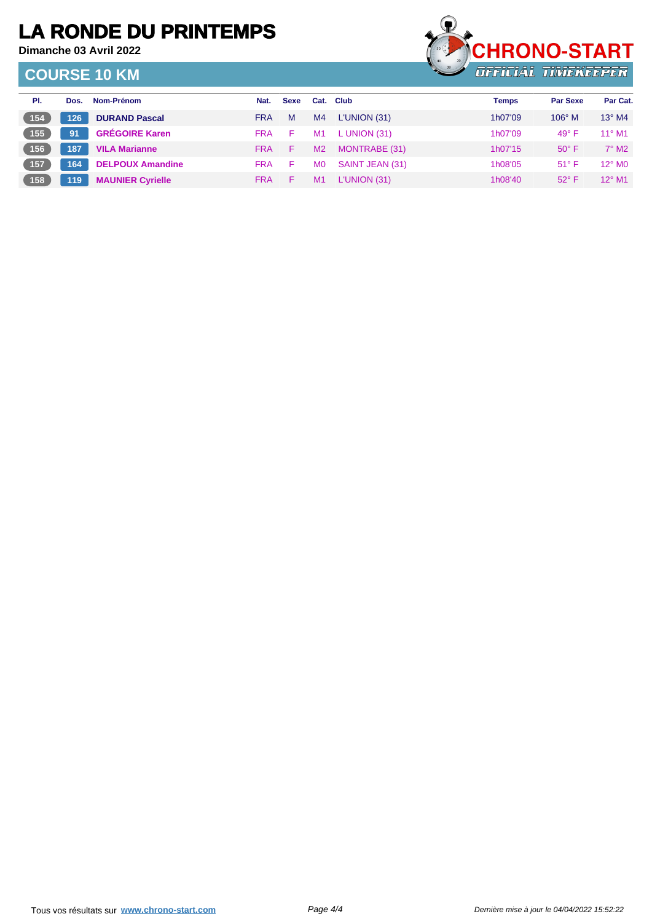# LA RONDE DU PRINTEMPS

**Dimanche 03 Avril 2022**

CHRONO-START
OFFICIAL TIMEKEEPER

## COURSE 10 KM

| Pl. | Dos. | Nom-Prénom | Nat. | Sexe | Cat. | Club | Temps | Par Sexe | Par Cat. |
|---|---|---|---|---|---|---|---|---|---|
| 154 | 126 | **DURAND Pascal** | FRA | M | M4 | L'UNION (31) | 1h07'09 | 106° M | 13° M4 |
| 155 | 91 | **GRÉGOIRE Karen** | FRA | F | M1 | L UNION (31) | 1h07'09 | 49° F | 11° M1 |
| 156 | 187 | **VILA Marianne** | FRA | F | M2 | MONTRABE (31) | 1h07'15 | 50° F | 7° M2 |
| 157 | 164 | **DELPOUX Amandine** | FRA | F | M0 | SAINT JEAN (31) | 1h08'05 | 51° F | 12° M0 |
| 158 | 119 | **MAUNIER Cyrielle** | FRA | F | M1 | L'UNION (31) | 1h08'40 | 52° F | 12° M1 |

Tous vos résultats sur www.chrono-start.com

*Dernière mise à jour le 04/04/2022 15:52:22*